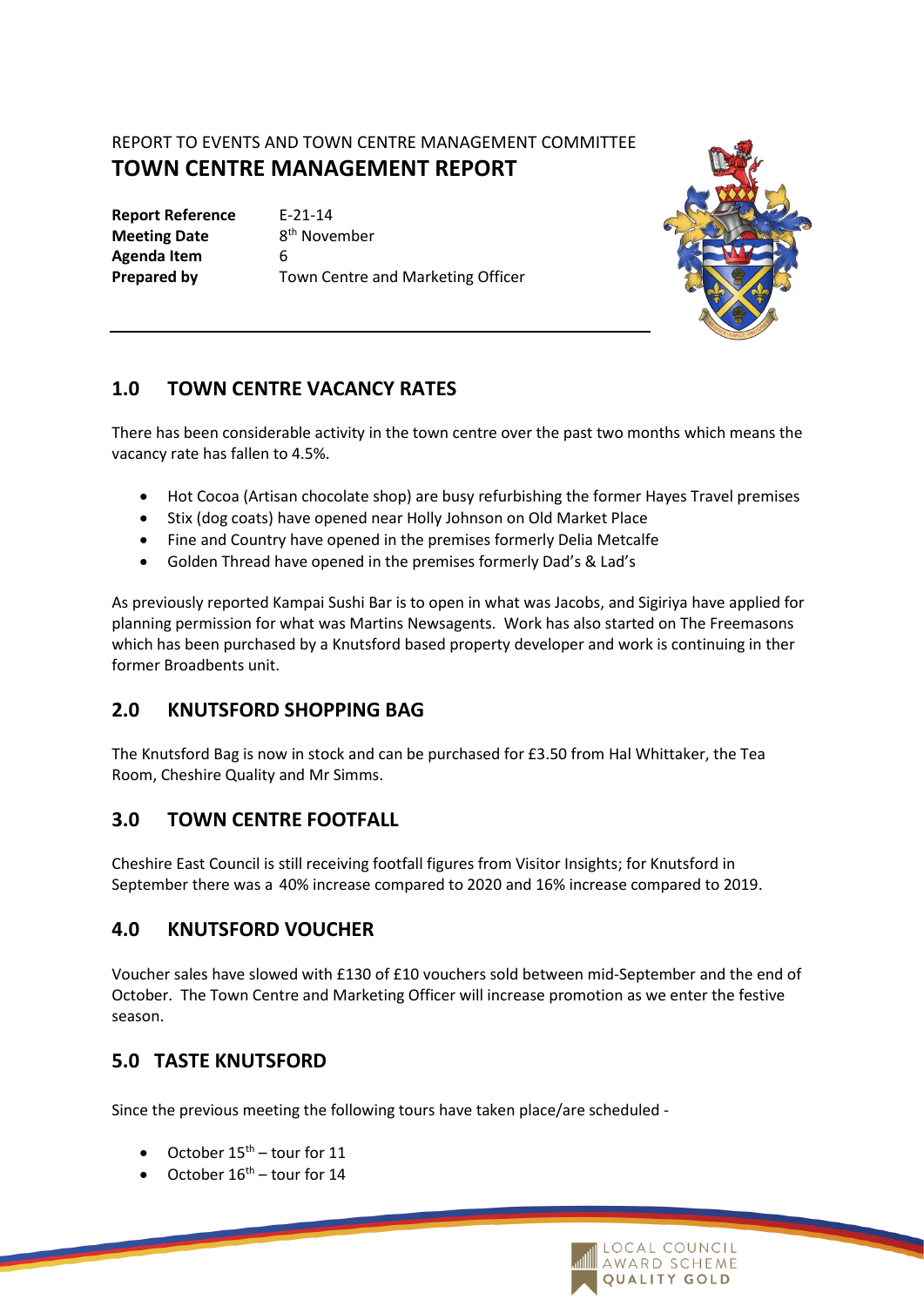REPORT TO EVENTS AND TOWN CENTRE MANAGEMENT COMMITTEE

# TOWN CENTRE MANAGEMENT REPORT

| | |
|---|---|
| **Report Reference** | E-21-14 |
| **Meeting Date** | 8th November |
| **Agenda Item** | 6 |
| **Prepared by** | Town Centre and Marketing Officer |

## 1.0 TOWN CENTRE VACANCY RATES

There has been considerable activity in the town centre over the past two months which means the vacancy rate has fallen to 4.5%.

- Hot Cocoa (Artisan chocolate shop) are busy refurbishing the former Hayes Travel premises
- Stix (dog coats) have opened near Holly Johnson on Old Market Place
- Fine and Country have opened in the premises formerly Delia Metcalfe
- Golden Thread have opened in the premises formerly Dad's & Lad's

As previously reported Kampai Sushi Bar is to open in what was Jacobs, and Sigiriya have applied for planning permission for what was Martins Newsagents. Work has also started on The Freemasons which has been purchased by a Knutsford based property developer and work is continuing in ther former Broadbents unit.

## 2.0 KNUTSFORD SHOPPING BAG

The Knutsford Bag is now in stock and can be purchased for £3.50 from Hal Whittaker, the Tea Room, Cheshire Quality and Mr Simms.

## 3.0 TOWN CENTRE FOOTFALL

Cheshire East Council is still receiving footfall figures from Visitor Insights; for Knutsford in September there was a 40% increase compared to 2020 and 16% increase compared to 2019.

## 4.0 KNUTSFORD VOUCHER

Voucher sales have slowed with £130 of £10 vouchers sold between mid-September and the end of October. The Town Centre and Marketing Officer will increase promotion as we enter the festive season.

## 5.0 TASTE KNUTSFORD

Since the previous meeting the following tours have taken place/are scheduled -

- October 15th – tour for 11
- October 16th – tour for 14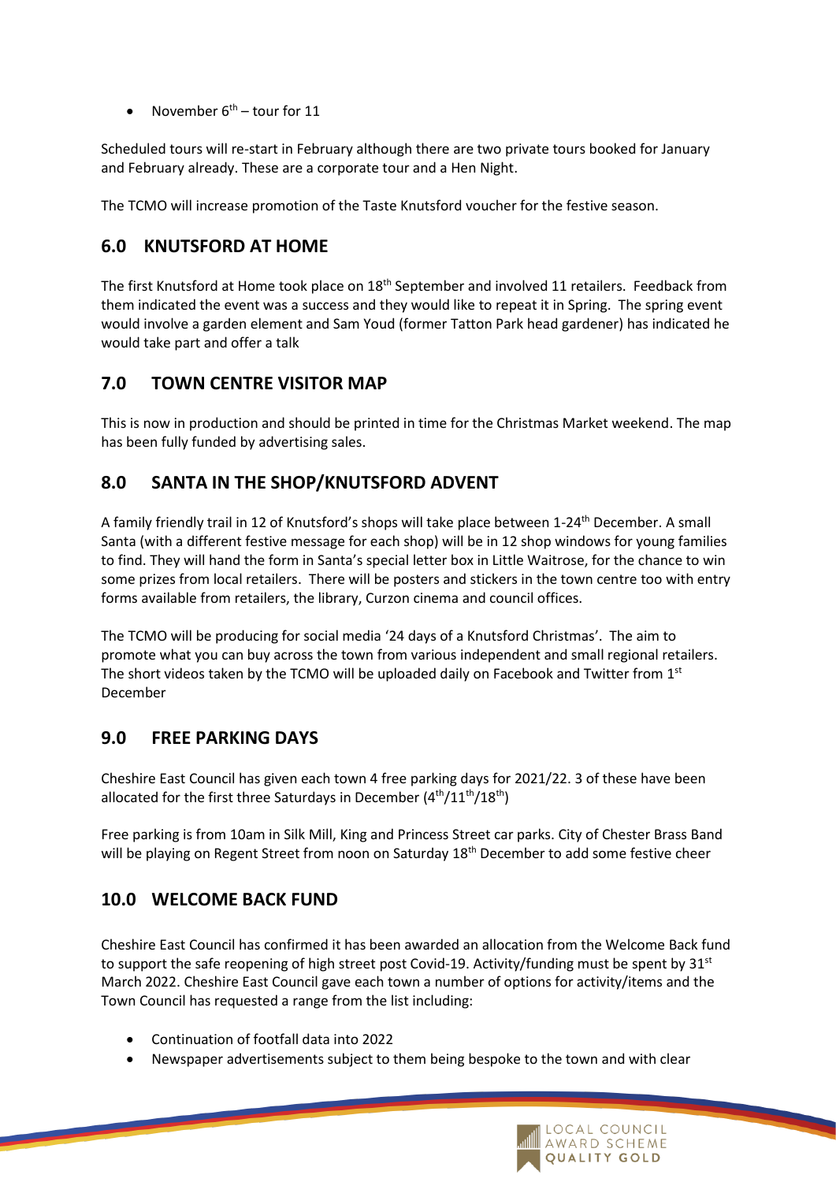- November 6th – tour for 11

Scheduled tours will re-start in February although there are two private tours booked for January and February already. These are a corporate tour and a Hen Night.

The TCMO will increase promotion of the Taste Knutsford voucher for the festive season.

## 6.0 KNUTSFORD AT HOME

The first Knutsford at Home took place on 18th September and involved 11 retailers. Feedback from them indicated the event was a success and they would like to repeat it in Spring. The spring event would involve a garden element and Sam Youd (former Tatton Park head gardener) has indicated he would take part and offer a talk

## 7.0 TOWN CENTRE VISITOR MAP

This is now in production and should be printed in time for the Christmas Market weekend. The map has been fully funded by advertising sales.

## 8.0 SANTA IN THE SHOP/KNUTSFORD ADVENT

A family friendly trail in 12 of Knutsford's shops will take place between 1-24th December. A small Santa (with a different festive message for each shop) will be in 12 shop windows for young families to find. They will hand the form in Santa's special letter box in Little Waitrose, for the chance to win some prizes from local retailers. There will be posters and stickers in the town centre too with entry forms available from retailers, the library, Curzon cinema and council offices.

The TCMO will be producing for social media '24 days of a Knutsford Christmas'. The aim to promote what you can buy across the town from various independent and small regional retailers. The short videos taken by the TCMO will be uploaded daily on Facebook and Twitter from 1st December

## 9.0 FREE PARKING DAYS

Cheshire East Council has given each town 4 free parking days for 2021/22. 3 of these have been allocated for the first three Saturdays in December (4th/11th/18th)

Free parking is from 10am in Silk Mill, King and Princess Street car parks. City of Chester Brass Band will be playing on Regent Street from noon on Saturday 18th December to add some festive cheer

## 10.0 WELCOME BACK FUND

Cheshire East Council has confirmed it has been awarded an allocation from the Welcome Back fund to support the safe reopening of high street post Covid-19. Activity/funding must be spent by 31st March 2022. Cheshire East Council gave each town a number of options for activity/items and the Town Council has requested a range from the list including:

- Continuation of footfall data into 2022
- Newspaper advertisements subject to them being bespoke to the town and with clear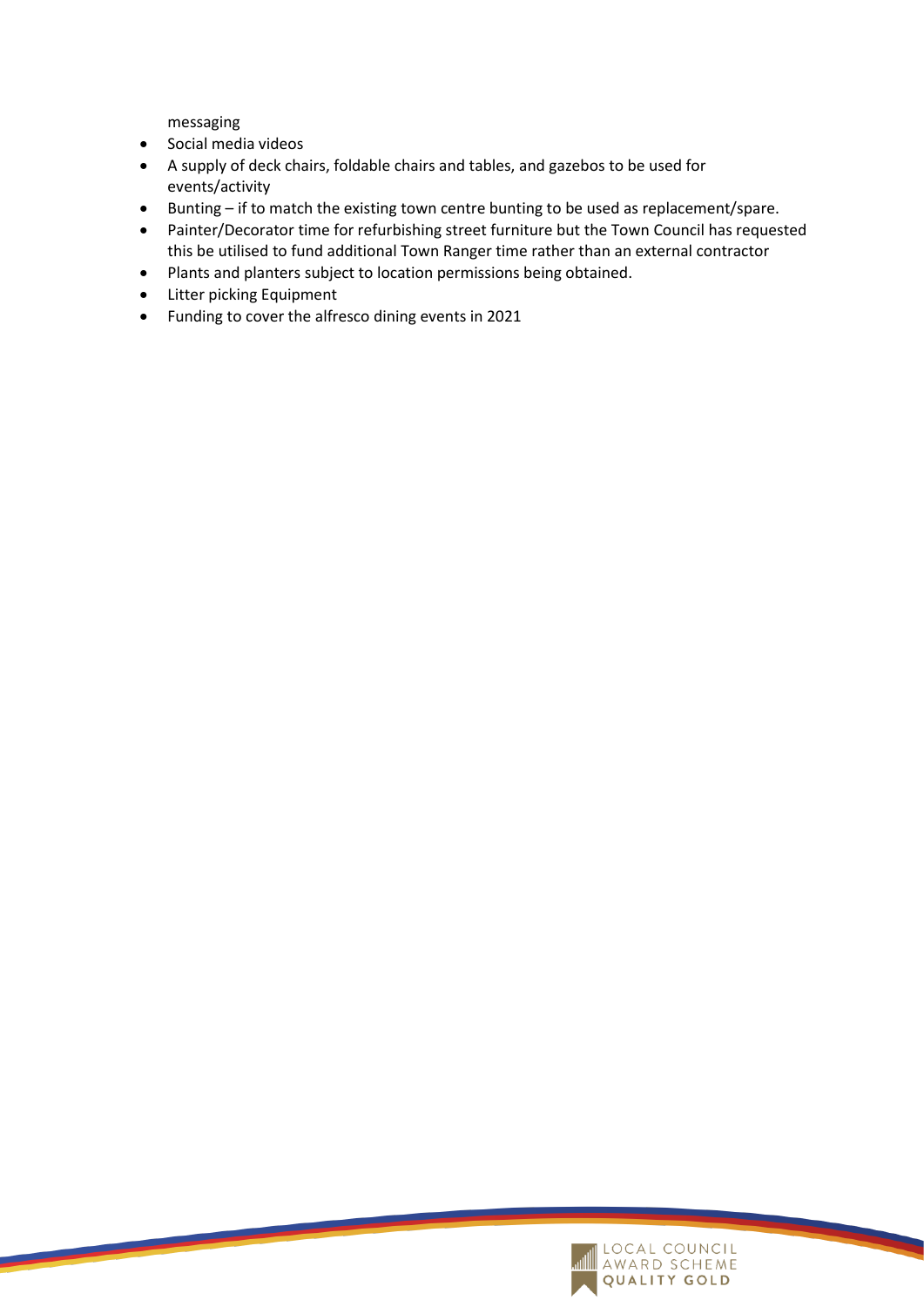messaging

- Social media videos
- A supply of deck chairs, foldable chairs and tables, and gazebos to be used for events/activity
- Bunting – if to match the existing town centre bunting to be used as replacement/spare.
- Painter/Decorator time for refurbishing street furniture but the Town Council has requested this be utilised to fund additional Town Ranger time rather than an external contractor
- Plants and planters subject to location permissions being obtained.
- Litter picking Equipment
- Funding to cover the alfresco dining events in 2021